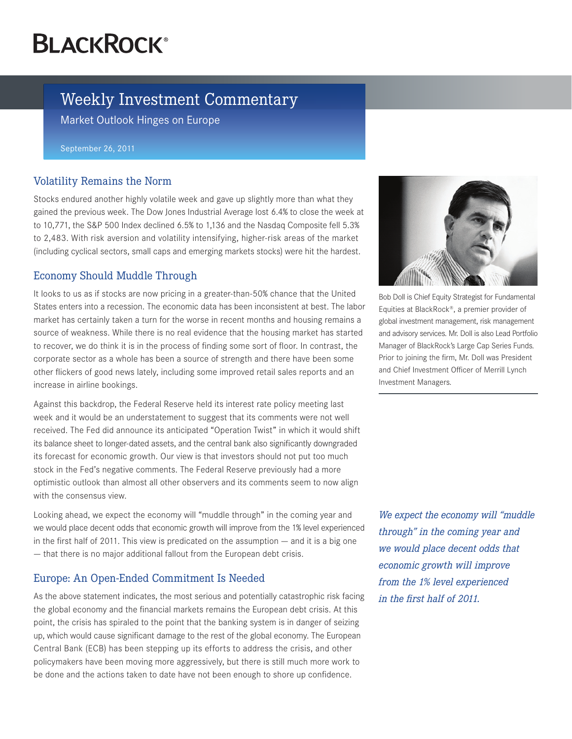BLACKROCK®

# Weekly Investment Commentary

Market Outlook Hinges on Europe

September 26, 2011

## Volatility Remains the Norm

Stocks endured another highly volatile week and gave up slightly more than what they gained the previous week. The Dow Jones Industrial Average lost 6.4% to close the week at to 10,771, the S&P 500 Index declined 6.5% to 1,136 and the Nasdaq Composite fell 5.3% to 2,483. With risk aversion and volatility intensifying, higher-risk areas of the market (including cyclical sectors, small caps and emerging markets stocks) were hit the hardest.

## Economy Should Muddle Through

It looks to us as if stocks are now pricing in a greater-than-50% chance that the United States enters into a recession. The economic data has been inconsistent at best. The labor market has certainly taken a turn for the worse in recent months and housing remains a source of weakness. While there is no real evidence that the housing market has started to recover, we do think it is in the process of finding some sort of floor. In contrast, the corporate sector as a whole has been a source of strength and there have been some other flickers of good news lately, including some improved retail sales reports and an increase in airline bookings.

Against this backdrop, the Federal Reserve held its interest rate policy meeting last week and it would be an understatement to suggest that its comments were not well received. The Fed did announce its anticipated "Operation Twist" in which it would shift its balance sheet to longer-dated assets, and the central bank also significantly downgraded its forecast for economic growth. Our view is that investors should not put too much stock in the Fed's negative comments. The Federal Reserve previously had a more optimistic outlook than almost all other observers and its comments seem to now align with the consensus view.

Looking ahead, we expect the economy will "muddle through" in the coming year and we would place decent odds that economic growth will improve from the 1% level experienced in the first half of 2011. This view is predicated on the assumption — and it is a big one — that there is no major additional fallout from the European debt crisis.

## Europe: An Open-Ended Commitment Is Needed

As the above statement indicates, the most serious and potentially catastrophic risk facing the global economy and the financial markets remains the European debt crisis. At this point, the crisis has spiraled to the point that the banking system is in danger of seizing up, which would cause significant damage to the rest of the global economy. The European Central Bank (ECB) has been stepping up its efforts to address the crisis, and other policymakers have been moving more aggressively, but there is still much more work to be done and the actions taken to date have not been enough to shore up confidence.

Bob Doll is Chief Equity Strategist for Fundamental Equities at BlackRock®, a premier provider of global investment management, risk management and advisory services. Mr. Doll is also Lead Portfolio Manager of BlackRock's Large Cap Series Funds. Prior to joining the firm, Mr. Doll was President and Chief Investment Officer of Merrill Lynch Investment Managers.

*We expect the economy will "muddle through" in the coming year and we would place decent odds that economic growth will improve from the 1% level experienced in the first half of 2011.*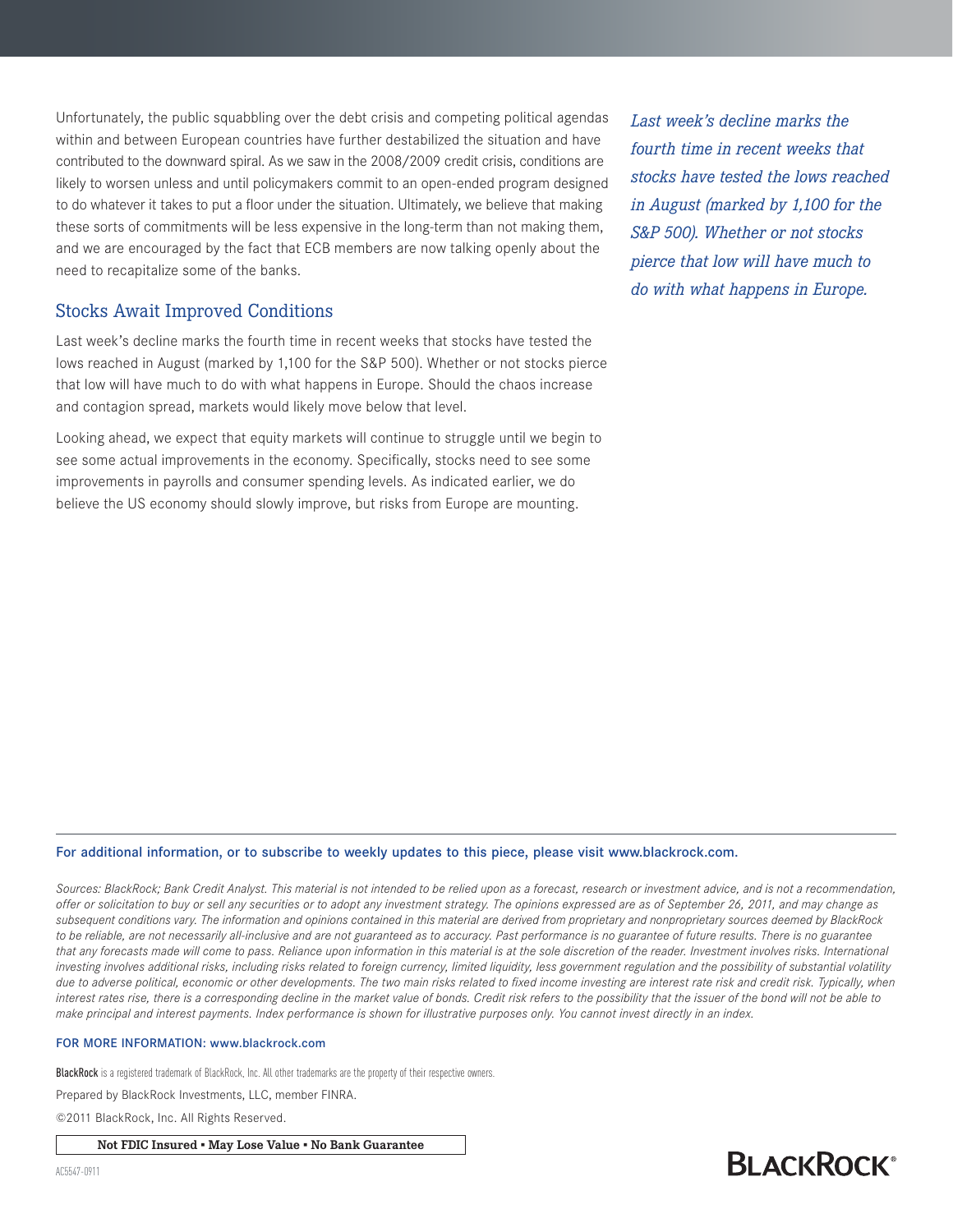Unfortunately, the public squabbling over the debt crisis and competing political agendas within and between European countries have further destabilized the situation and have contributed to the downward spiral. As we saw in the 2008/2009 credit crisis, conditions are likely to worsen unless and until policymakers commit to an open-ended program designed to do whatever it takes to put a floor under the situation. Ultimately, we believe that making these sorts of commitments will be less expensive in the long-term than not making them, and we are encouraged by the fact that ECB members are now talking openly about the need to recapitalize some of the banks.

## Stocks Await Improved Conditions

Last week's decline marks the fourth time in recent weeks that stocks have tested the lows reached in August (marked by 1,100 for the S&P 500). Whether or not stocks pierce that low will have much to do with what happens in Europe. Should the chaos increase and contagion spread, markets would likely move below that level.

Looking ahead, we expect that equity markets will continue to struggle until we begin to see some actual improvements in the economy. Specifically, stocks need to see some improvements in payrolls and consumer spending levels. As indicated earlier, we do believe the US economy should slowly improve, but risks from Europe are mounting.

*Last week's decline marks the fourth time in recent weeks that stocks have tested the lows reached in August (marked by 1,100 for the S&P 500). Whether or not stocks pierce that low will have much to do with what happens in Europe.*

---

**For additional information, or to subscribe to weekly updates to this piece, please visit www.blackrock.com.**

*Sources: BlackRock; Bank Credit Analyst. This material is not intended to be relied upon as a forecast, research or investment advice, and is not a recommendation, offer or solicitation to buy or sell any securities or to adopt any investment strategy. The opinions expressed are as of September 26, 2011, and may change as subsequent conditions vary. The information and opinions contained in this material are derived from proprietary and nonproprietary sources deemed by BlackRock to be reliable, are not necessarily all-inclusive and are not guaranteed as to accuracy. Past performance is no guarantee of future results. There is no guarantee that any forecasts made will come to pass. Reliance upon information in this material is at the sole discretion of the reader. Investment involves risks. International investing involves additional risks, including risks related to foreign currency, limited liquidity, less government regulation and the possibility of substantial volatility due to adverse political, economic or other developments. The two main risks related to fixed income investing are interest rate risk and credit risk. Typically, when interest rates rise, there is a corresponding decline in the market value of bonds. Credit risk refers to the possibility that the issuer of the bond will not be able to make principal and interest payments. Index performance is shown for illustrative purposes only. You cannot invest directly in an index.*

FOR MORE INFORMATION: www.blackrock.com

**BlackRock** is a registered trademark of BlackRock, Inc. All other trademarks are the property of their respective owners.

Prepared by BlackRock Investments, LLC, member FINRA.

©2011 BlackRock, Inc. All Rights Reserved.

**Not FDIC Insured • May Lose Value • No Bank Guarantee**

AC5547-0911

BLACKROCK®